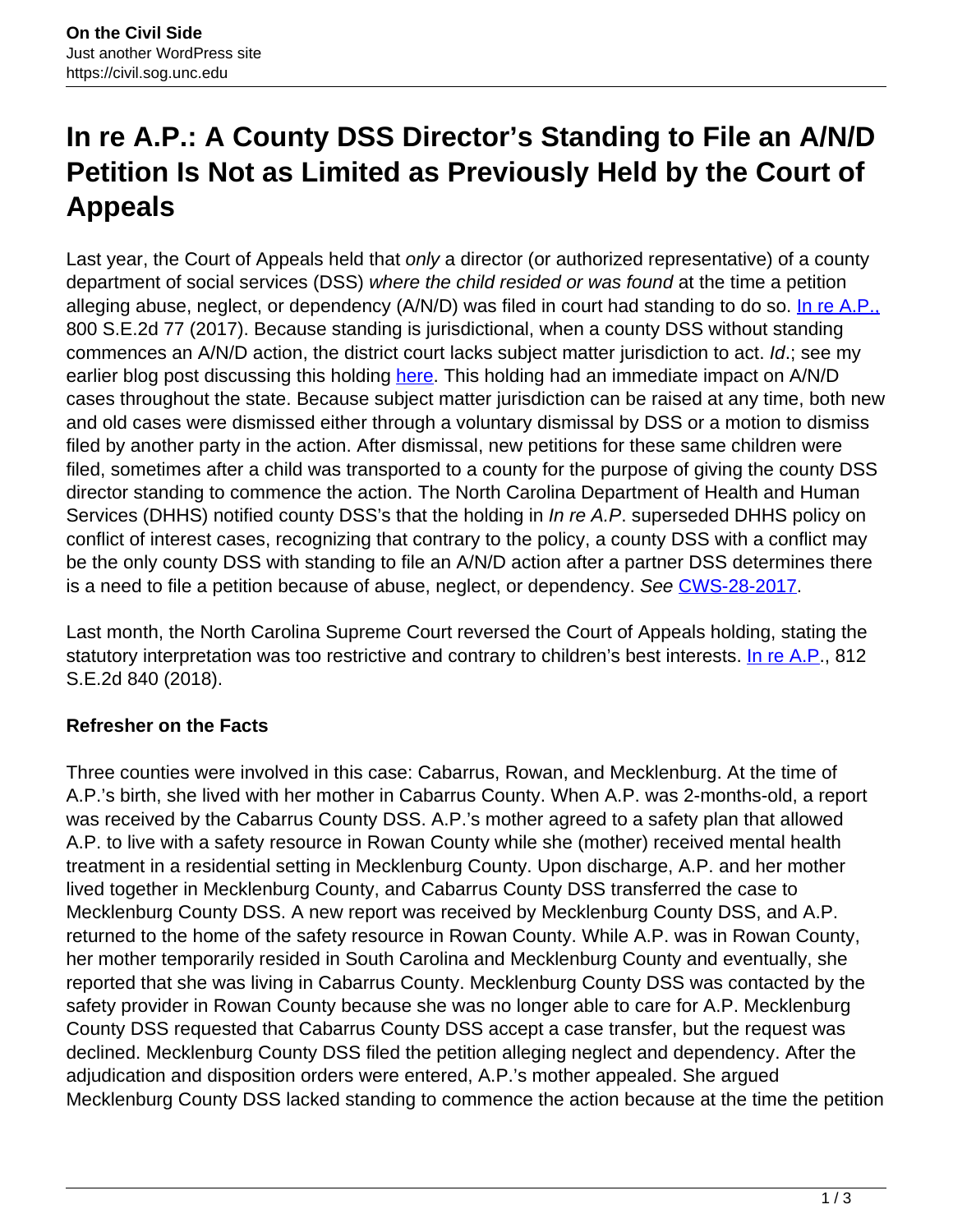# In re A.P.: A County DSS Director's Standing to File an A/N/D Petition Is Not as Limited as Previously Held by the Court of Appeals

Last year, the Court of Appeals held that *only* a director (or authorized representative) of a county department of social services (DSS) *where the child resided or was found* at the time a petition alleging abuse, neglect, or dependency (A/N/D) was filed in court had standing to do so. In re A.P., 800 S.E.2d 77 (2017). Because standing is jurisdictional, when a county DSS without standing commences an A/N/D action, the district court lacks subject matter jurisdiction to act. *Id*.; see my earlier blog post discussing this holding here. This holding had an immediate impact on A/N/D cases throughout the state. Because subject matter jurisdiction can be raised at any time, both new and old cases were dismissed either through a voluntary dismissal by DSS or a motion to dismiss filed by another party in the action. After dismissal, new petitions for these same children were filed, sometimes after a child was transported to a county for the purpose of giving the county DSS director standing to commence the action. The North Carolina Department of Health and Human Services (DHHS) notified county DSS's that the holding in *In re A.P*. superseded DHHS policy on conflict of interest cases, recognizing that contrary to the policy, a county DSS with a conflict may be the only county DSS with standing to file an A/N/D action after a partner DSS determines there is a need to file a petition because of abuse, neglect, or dependency. *See* CWS-28-2017.

Last month, the North Carolina Supreme Court reversed the Court of Appeals holding, stating the statutory interpretation was too restrictive and contrary to children's best interests. In re A.P., 812 S.E.2d 840 (2018).

**Refresher on the Facts**

Three counties were involved in this case: Cabarrus, Rowan, and Mecklenburg. At the time of A.P.'s birth, she lived with her mother in Cabarrus County. When A.P. was 2-months-old, a report was received by the Cabarrus County DSS. A.P.'s mother agreed to a safety plan that allowed A.P. to live with a safety resource in Rowan County while she (mother) received mental health treatment in a residential setting in Mecklenburg County. Upon discharge, A.P. and her mother lived together in Mecklenburg County, and Cabarrus County DSS transferred the case to Mecklenburg County DSS. A new report was received by Mecklenburg County DSS, and A.P. returned to the home of the safety resource in Rowan County. While A.P. was in Rowan County, her mother temporarily resided in South Carolina and Mecklenburg County and eventually, she reported that she was living in Cabarrus County. Mecklenburg County DSS was contacted by the safety provider in Rowan County because she was no longer able to care for A.P. Mecklenburg County DSS requested that Cabarrus County DSS accept a case transfer, but the request was declined. Mecklenburg County DSS filed the petition alleging neglect and dependency. After the adjudication and disposition orders were entered, A.P.'s mother appealed. She argued Mecklenburg County DSS lacked standing to commence the action because at the time the petition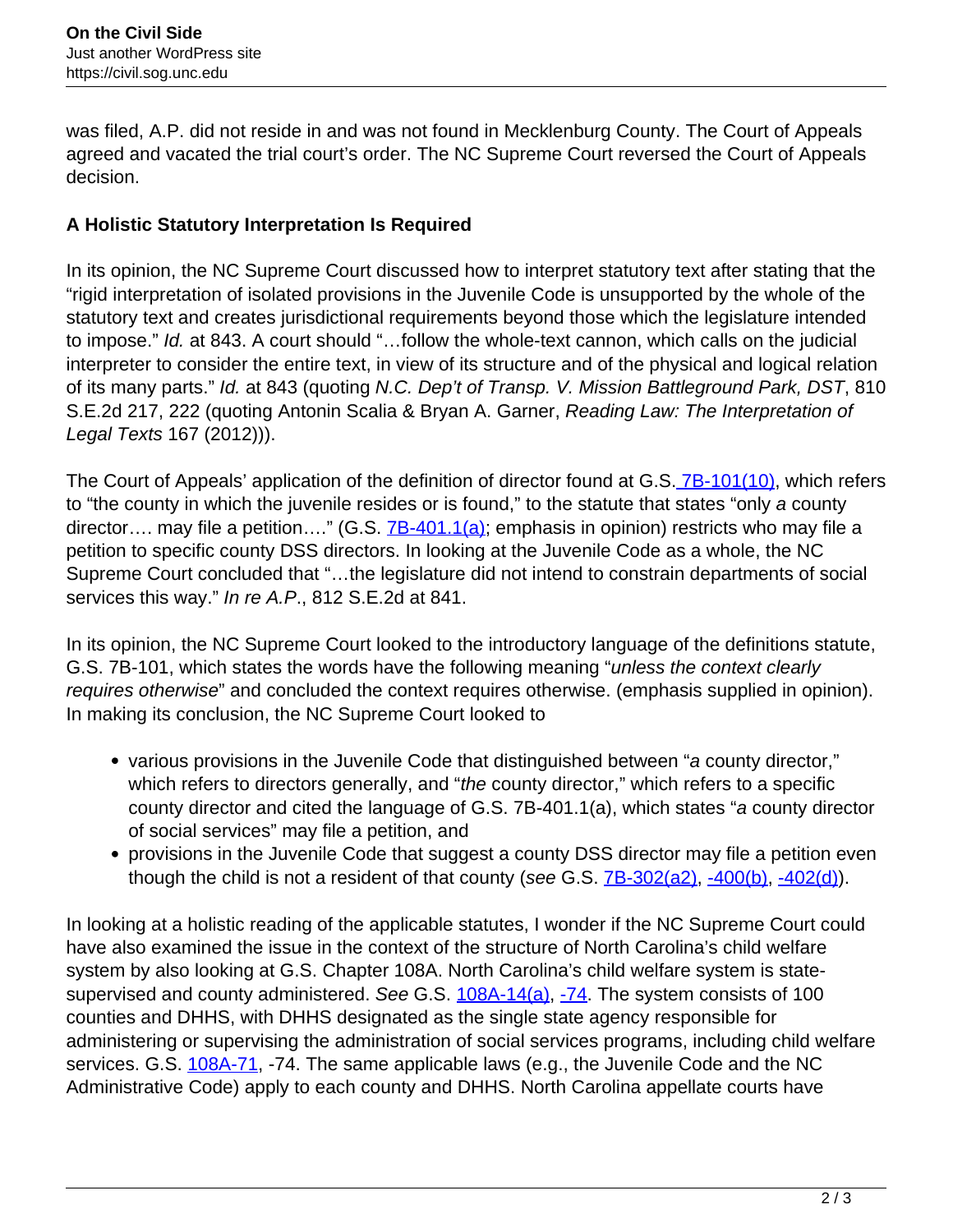was filed, A.P. did not reside in and was not found in Mecklenburg County. The Court of Appeals agreed and vacated the trial court's order. The NC Supreme Court reversed the Court of Appeals decision.

**A Holistic Statutory Interpretation Is Required**

In its opinion, the NC Supreme Court discussed how to interpret statutory text after stating that the "rigid interpretation of isolated provisions in the Juvenile Code is unsupported by the whole of the statutory text and creates jurisdictional requirements beyond those which the legislature intended to impose." *Id.* at 843. A court should "…follow the whole-text cannon, which calls on the judicial interpreter to consider the entire text, in view of its structure and of the physical and logical relation of its many parts." *Id.* at 843 (quoting *N.C. Dep't of Transp. V. Mission Battleground Park, DST*, 810 S.E.2d 217, 222 (quoting Antonin Scalia & Bryan A. Garner, *Reading Law: The Interpretation of Legal Texts* 167 (2012))).

The Court of Appeals' application of the definition of director found at G.S. 7B-101(10), which refers to "the county in which the juvenile resides or is found," to the statute that states "only *a* county director…. may file a petition…." (G.S. 7B-401.1(a); emphasis in opinion) restricts who may file a petition to specific county DSS directors. In looking at the Juvenile Code as a whole, the NC Supreme Court concluded that "…the legislature did not intend to constrain departments of social services this way." *In re A.P.*, 812 S.E.2d at 841.

In its opinion, the NC Supreme Court looked to the introductory language of the definitions statute, G.S. 7B-101, which states the words have the following meaning "*unless the context clearly requires otherwise*" and concluded the context requires otherwise. (emphasis supplied in opinion). In making its conclusion, the NC Supreme Court looked to

- various provisions in the Juvenile Code that distinguished between "*a* county director," which refers to directors generally, and "*the* county director," which refers to a specific county director and cited the language of G.S. 7B-401.1(a), which states "*a* county director of social services" may file a petition, and
- provisions in the Juvenile Code that suggest a county DSS director may file a petition even though the child is not a resident of that county (*see* G.S. 7B-302(a2), -400(b), -402(d)).

In looking at a holistic reading of the applicable statutes, I wonder if the NC Supreme Court could have also examined the issue in the context of the structure of North Carolina's child welfare system by also looking at G.S. Chapter 108A. North Carolina's child welfare system is state-supervised and county administered. *See* G.S. 108A-14(a), -74. The system consists of 100 counties and DHHS, with DHHS designated as the single state agency responsible for administering or supervising the administration of social services programs, including child welfare services. G.S. 108A-71, -74. The same applicable laws (e.g., the Juvenile Code and the NC Administrative Code) apply to each county and DHHS. North Carolina appellate courts have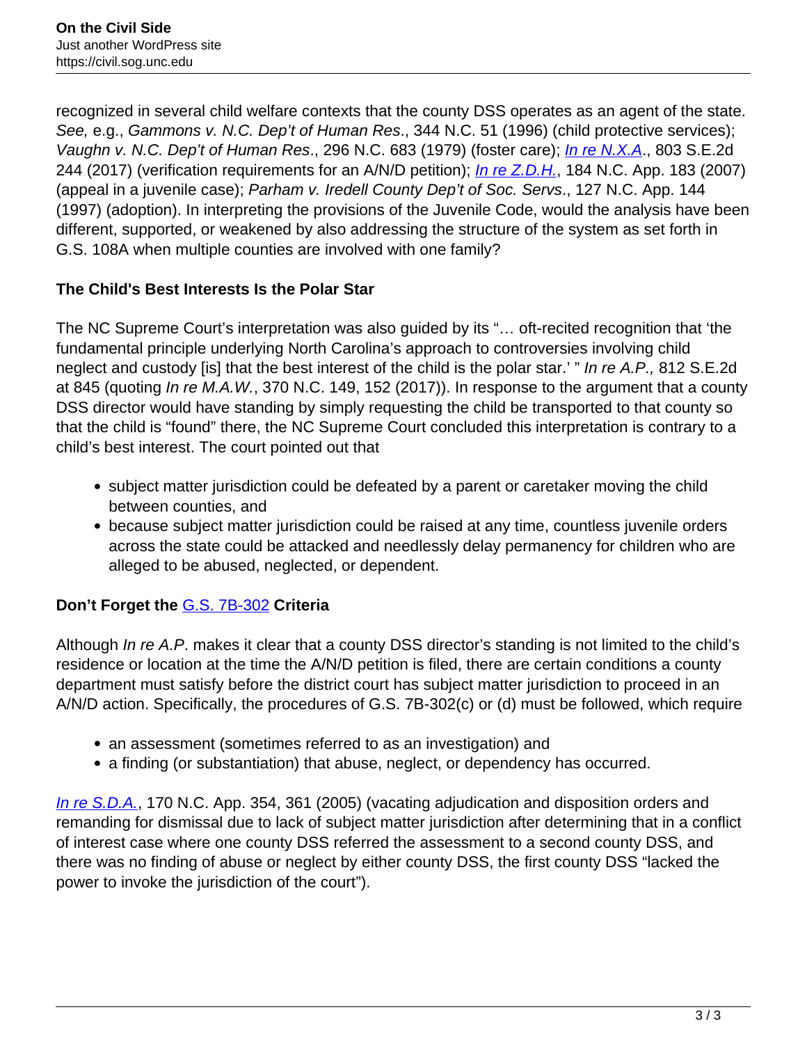recognized in several child welfare contexts that the county DSS operates as an agent of the state. *See,* e.g., *Gammons v. N.C. Dep't of Human Res*., 344 N.C. 51 (1996) (child protective services); *Vaughn v. N.C. Dep't of Human Res*., 296 N.C. 683 (1979) (foster care); *In re N.X.A*., 803 S.E.2d 244 (2017) (verification requirements for an A/N/D petition); *In re Z.D.H.*, 184 N.C. App. 183 (2007) (appeal in a juvenile case); *Parham v. Iredell County Dep't of Soc. Servs*., 127 N.C. App. 144 (1997) (adoption). In interpreting the provisions of the Juvenile Code, would the analysis have been different, supported, or weakened by also addressing the structure of the system as set forth in G.S. 108A when multiple counties are involved with one family?

**The Child's Best Interests Is the Polar Star**

The NC Supreme Court's interpretation was also guided by its "… oft-recited recognition that 'the fundamental principle underlying North Carolina's approach to controversies involving child neglect and custody [is] that the best interest of the child is the polar star.' " *In re A.P.,* 812 S.E.2d at 845 (quoting *In re M.A.W.*, 370 N.C. 149, 152 (2017)). In response to the argument that a county DSS director would have standing by simply requesting the child be transported to that county so that the child is "found" there, the NC Supreme Court concluded this interpretation is contrary to a child's best interest. The court pointed out that

- subject matter jurisdiction could be defeated by a parent or caretaker moving the child between counties, and
- because subject matter jurisdiction could be raised at any time, countless juvenile orders across the state could be attacked and needlessly delay permanency for children who are alleged to be abused, neglected, or dependent.

**Don't Forget the G.S. 7B-302 Criteria**

Although *In re A.P*. makes it clear that a county DSS director's standing is not limited to the child's residence or location at the time the A/N/D petition is filed, there are certain conditions a county department must satisfy before the district court has subject matter jurisdiction to proceed in an A/N/D action. Specifically, the procedures of G.S. 7B-302(c) or (d) must be followed, which require

- an assessment (sometimes referred to as an investigation) and
- a finding (or substantiation) that abuse, neglect, or dependency has occurred.

*In re S.D.A.*, 170 N.C. App. 354, 361 (2005) (vacating adjudication and disposition orders and remanding for dismissal due to lack of subject matter jurisdiction after determining that in a conflict of interest case where one county DSS referred the assessment to a second county DSS, and there was no finding of abuse or neglect by either county DSS, the first county DSS "lacked the power to invoke the jurisdiction of the court").